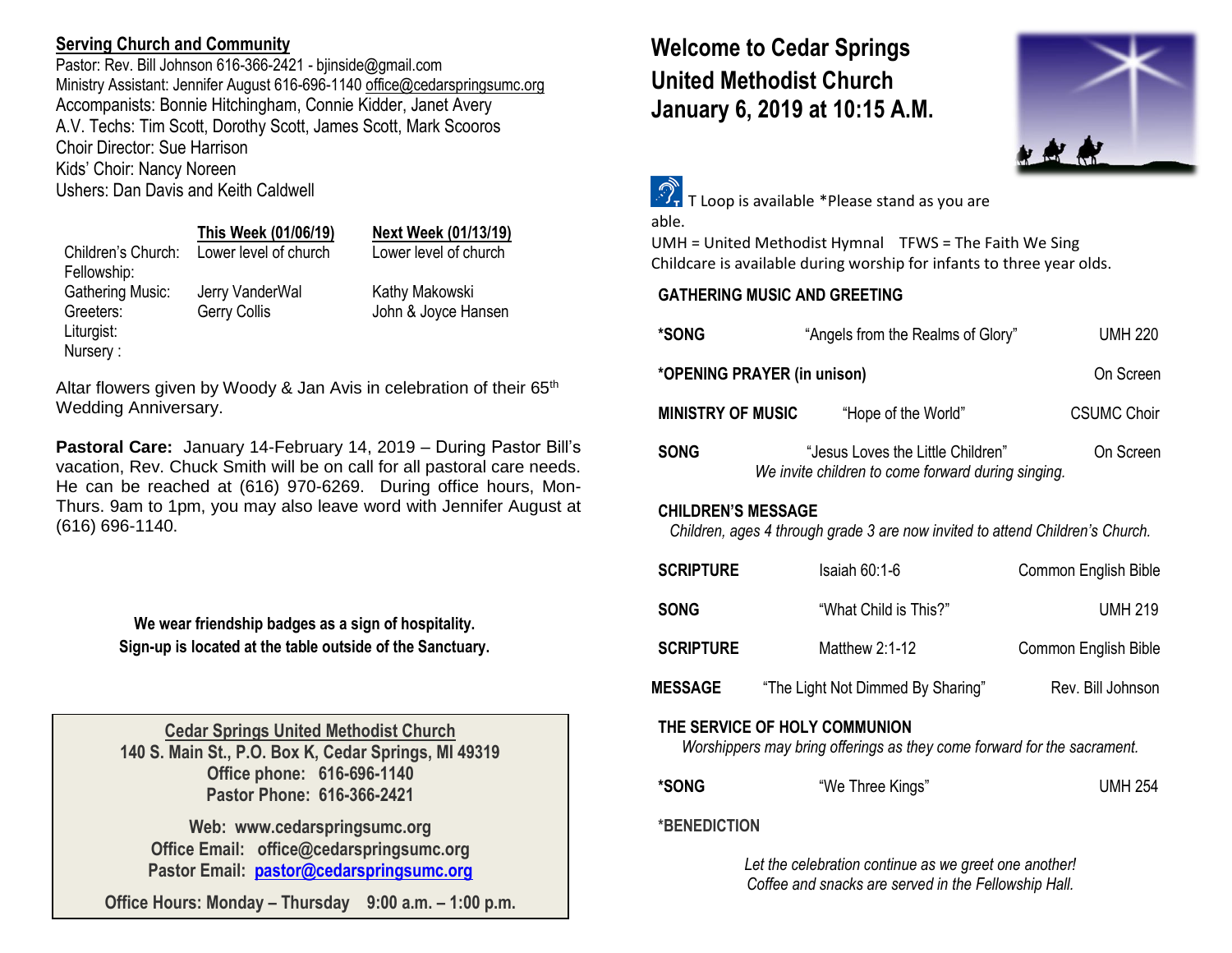## Serving Church and Community

Pastor: Rev. Bill Johnson 616-366-2421 - bjinside@gmail.com
Ministry Assistant: Jennifer August 616-696-1140 office@cedarspringsumc.org
Accompanists: Bonnie Hitchingham, Connie Kidder, Janet Avery
A.V. Techs: Tim Scott, Dorothy Scott, James Scott, Mark Scooros
Choir Director: Sue Harrison
Kids' Choir: Nancy Noreen
Ushers: Dan Davis and Keith Caldwell

| | This Week (01/06/19) | Next Week (01/13/19) |
|---|---|---|
| Children's Church: | Lower level of church | Lower level of church |
| Fellowship: | | |
| Gathering Music: | Jerry VanderWal | Kathy Makowski |
| Greeters: | Gerry Collis | John & Joyce Hansen |
| Liturgist: | | |
| Nursery : | | |

Altar flowers given by Woody & Jan Avis in celebration of their 65th Wedding Anniversary.

**Pastoral Care:** January 14-February 14, 2019 – During Pastor Bill's vacation, Rev. Chuck Smith will be on call for all pastoral care needs. He can be reached at (616) 970-6269. During office hours, Mon-Thurs. 9am to 1pm, you may also leave word with Jennifer August at (616) 696-1140.

**We wear friendship badges as a sign of hospitality.**
**Sign-up is located at the table outside of the Sanctuary.**

**Cedar Springs United Methodist Church**
**140 S. Main St., P.O. Box K, Cedar Springs, MI 49319**
**Office phone: 616-696-1140**
**Pastor Phone: 616-366-2421**

**Web: www.cedarspringsumc.org**
**Office Email: office@cedarspringsumc.org**
**Pastor Email: pastor@cedarspringsumc.org**

**Office Hours: Monday – Thursday 9:00 a.m. – 1:00 p.m.**

# Welcome to Cedar Springs United Methodist Church January 6, 2019 at 10:15 A.M.

T Loop is available *Please stand as you are able.
UMH = United Methodist Hymnal TFWS = The Faith We Sing
Childcare is available during worship for infants to three year olds.

**GATHERING MUSIC AND GREETING**

**\*SONG** "Angels from the Realms of Glory" UMH 220

**\*OPENING PRAYER (in unison)** On Screen

**MINISTRY OF MUSIC** "Hope of the World" CSUMC Choir

**SONG** "Jesus Loves the Little Children" On Screen
*We invite children to come forward during singing.*

**CHILDREN'S MESSAGE**
*Children, ages 4 through grade 3 are now invited to attend Children's Church.*

**SCRIPTURE** Isaiah 60:1-6 Common English Bible

**SONG** "What Child is This?" UMH 219

**SCRIPTURE** Matthew 2:1-12 Common English Bible

**MESSAGE** "The Light Not Dimmed By Sharing" Rev. Bill Johnson

**THE SERVICE OF HOLY COMMUNION**
*Worshippers may bring offerings as they come forward for the sacrament.*

**\*SONG** "We Three Kings" UMH 254

**\*BENEDICTION**

*Let the celebration continue as we greet one another!*
*Coffee and snacks are served in the Fellowship Hall.*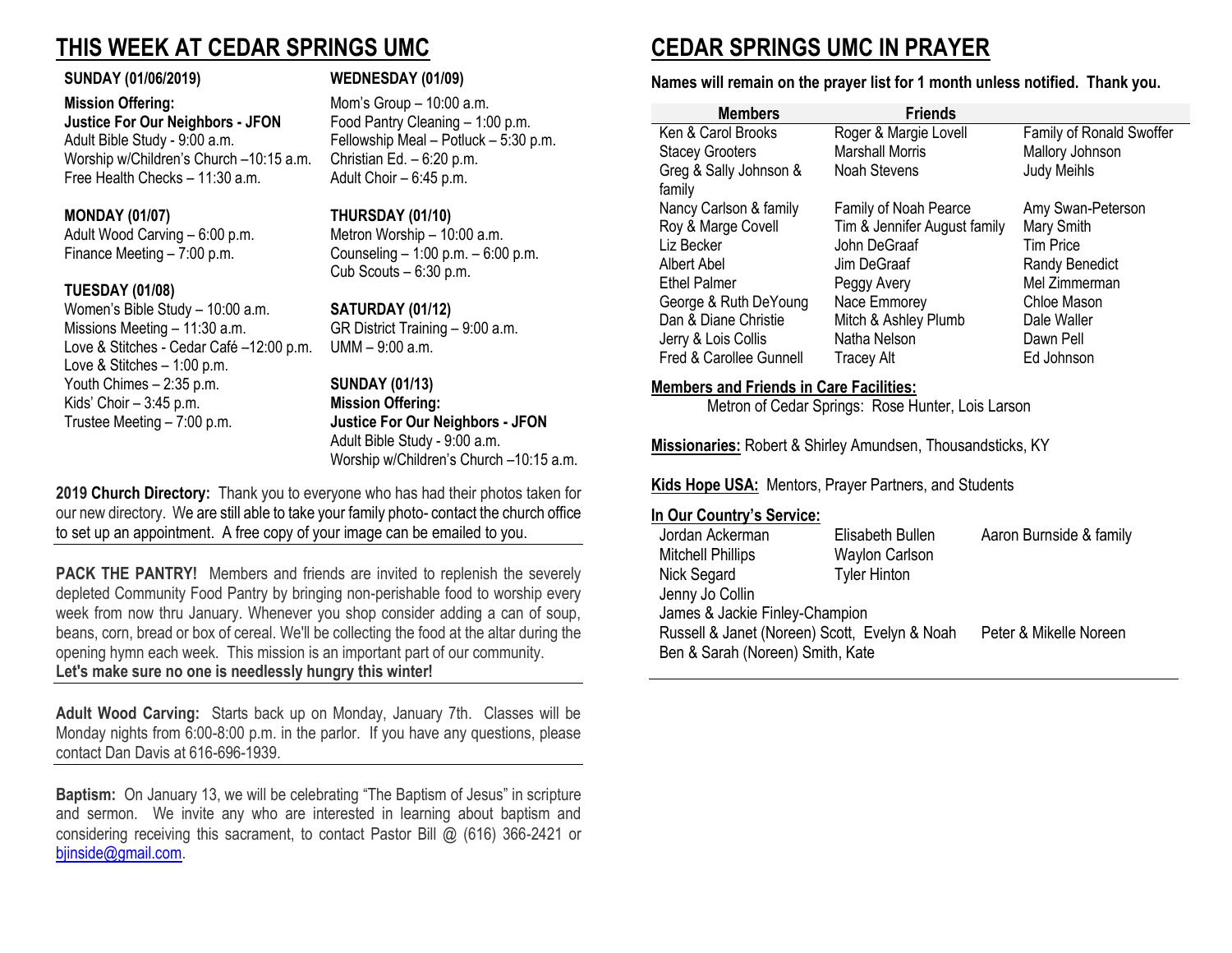# THIS WEEK AT CEDAR SPRINGS UMC

**SUNDAY (01/06/2019)**

**Mission Offering:**
**Justice For Our Neighbors - JFON**
Adult Bible Study - 9:00 a.m.
Worship w/Children's Church –10:15 a.m.
Free Health Checks – 11:30 a.m.

**MONDAY (01/07)**
Adult Wood Carving – 6:00 p.m.
Finance Meeting – 7:00 p.m.

**TUESDAY (01/08)**
Women's Bible Study – 10:00 a.m.
Missions Meeting – 11:30 a.m.
Love & Stitches - Cedar Café –12:00 p.m.
Love & Stitches – 1:00 p.m.
Youth Chimes – 2:35 p.m.
Kids' Choir – 3:45 p.m.
Trustee Meeting – 7:00 p.m.

**WEDNESDAY (01/09)**
Mom's Group – 10:00 a.m.
Food Pantry Cleaning – 1:00 p.m.
Fellowship Meal – Potluck – 5:30 p.m.
Christian Ed. – 6:20 p.m.
Adult Choir – 6:45 p.m.

**THURSDAY (01/10)**
Metron Worship – 10:00 a.m.
Counseling – 1:00 p.m. – 6:00 p.m.
Cub Scouts – 6:30 p.m.

**SATURDAY (01/12)**
GR District Training – 9:00 a.m.
UMM – 9:00 a.m.

**SUNDAY (01/13)**
**Mission Offering:**
**Justice For Our Neighbors - JFON**
Adult Bible Study - 9:00 a.m.
Worship w/Children's Church –10:15 a.m.

**2019 Church Directory:** Thank you to everyone who has had their photos taken for our new directory. We are still able to take your family photo- contact the church office to set up an appointment. A free copy of your image can be emailed to you.

**PACK THE PANTRY!** Members and friends are invited to replenish the severely depleted Community Food Pantry by bringing non-perishable food to worship every week from now thru January. Whenever you shop consider adding a can of soup, beans, corn, bread or box of cereal. We'll be collecting the food at the altar during the opening hymn each week. This mission is an important part of our community.
**Let's make sure no one is needlessly hungry this winter!**

**Adult Wood Carving:** Starts back up on Monday, January 7th. Classes will be Monday nights from 6:00-8:00 p.m. in the parlor. If you have any questions, please contact Dan Davis at 616-696-1939.

**Baptism:** On January 13, we will be celebrating "The Baptism of Jesus" in scripture and sermon. We invite any who are interested in learning about baptism and considering receiving this sacrament, to contact Pastor Bill @ (616) 366-2421 or bjinside@gmail.com.

# CEDAR SPRINGS UMC IN PRAYER

**Names will remain on the prayer list for 1 month unless notified. Thank you.**

| Members | Friends | |
|---|---|---|
| Ken & Carol Brooks | Roger & Margie Lovell | Family of Ronald Swoffer |
| Stacey Grooters | Marshall Morris | Mallory Johnson |
| Greg & Sally Johnson & family | Noah Stevens | Judy Meihls |
| Nancy Carlson & family | Family of Noah Pearce | Amy Swan-Peterson |
| Roy & Marge Covell | Tim & Jennifer August family | Mary Smith |
| Liz Becker | John DeGraaf | Tim Price |
| Albert Abel | Jim DeGraaf | Randy Benedict |
| Ethel Palmer | Peggy Avery | Mel Zimmerman |
| George & Ruth DeYoung | Nace Emmorey | Chloe Mason |
| Dan & Diane Christie | Mitch & Ashley Plumb | Dale Waller |
| Jerry & Lois Collis | Natha Nelson | Dawn Pell |
| Fred & Carollee Gunnell | Tracey Alt | Ed Johnson |

**Members and Friends in Care Facilities:**
Metron of Cedar Springs: Rose Hunter, Lois Larson

**Missionaries:** Robert & Shirley Amundsen, Thousandsticks, KY

**Kids Hope USA:** Mentors, Prayer Partners, and Students

**In Our Country's Service:**

| | | |
|---|---|---|
| Jordan Ackerman | Elisabeth Bullen | Aaron Burnside & family |
| Mitchell Phillips | Waylon Carlson | |
| Nick Segard | Tyler Hinton | |
| Jenny Jo Collin | | |
| James & Jackie Finley-Champion | | |
| Russell & Janet (Noreen) Scott, Evelyn & Noah | | Peter & Mikelle Noreen |
| Ben & Sarah (Noreen) Smith, Kate | | |